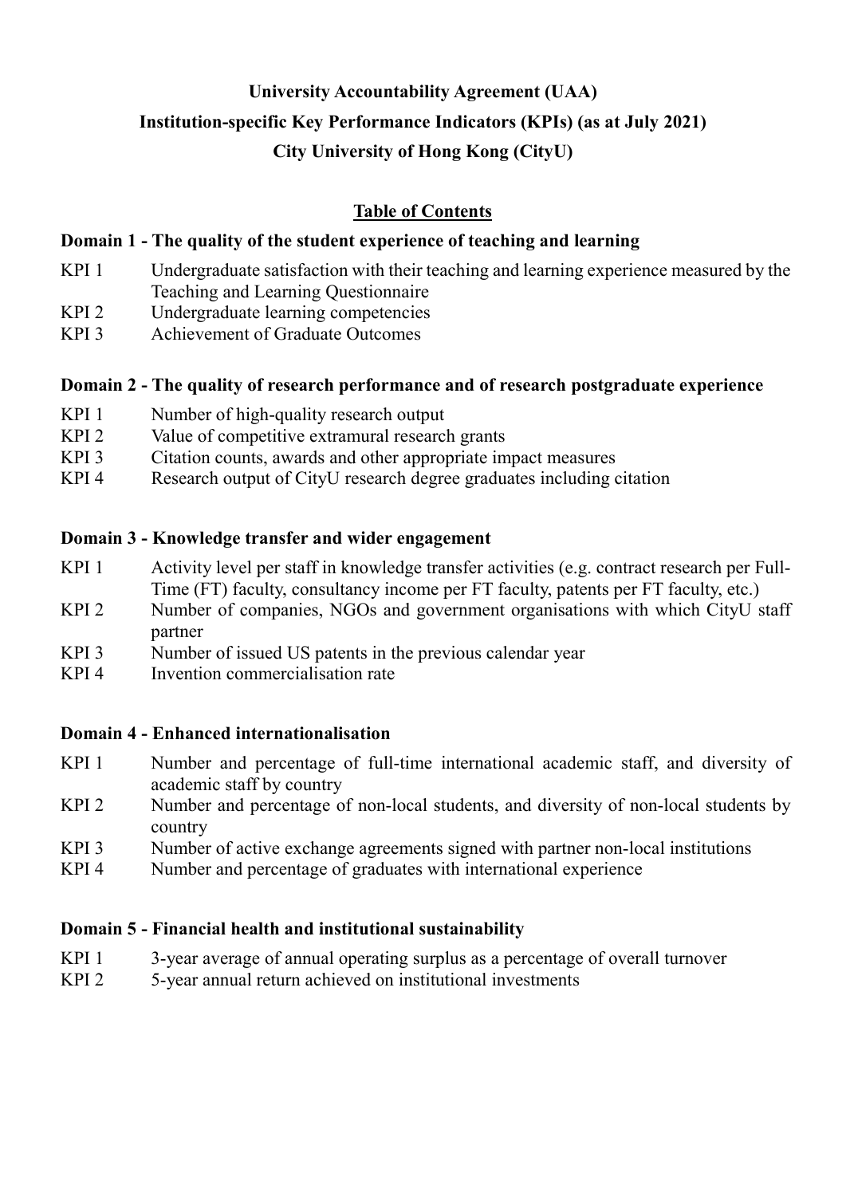# University Accountability Agreement (UAA)

# Institution-specific Key Performance Indicators (KPIs) (as at July 2021)

# City University of Hong Kong (CityU)

## Table of Contents

### Domain 1 - The quality of the student experience of teaching and learning

| | |
|---|---|
| KPI 1 | Undergraduate satisfaction with their teaching and learning experience measured by the Teaching and Learning Questionnaire |
| KPI 2 | Undergraduate learning competencies |
| KPI 3 | Achievement of Graduate Outcomes |

### Domain 2 - The quality of research performance and of research postgraduate experience

| | |
|---|---|
| KPI 1 | Number of high-quality research output |
| KPI 2 | Value of competitive extramural research grants |
| KPI 3 | Citation counts, awards and other appropriate impact measures |
| KPI 4 | Research output of CityU research degree graduates including citation |

### Domain 3 - Knowledge transfer and wider engagement

| | |
|---|---|
| KPI 1 | Activity level per staff in knowledge transfer activities (e.g. contract research per Full-Time (FT) faculty, consultancy income per FT faculty, patents per FT faculty, etc.) |
| KPI 2 | Number of companies, NGOs and government organisations with which CityU staff partner |
| KPI 3 | Number of issued US patents in the previous calendar year |
| KPI 4 | Invention commercialisation rate |

### Domain 4 - Enhanced internationalisation

| | |
|---|---|
| KPI 1 | Number and percentage of full-time international academic staff, and diversity of academic staff by country |
| KPI 2 | Number and percentage of non-local students, and diversity of non-local students by country |
| KPI 3 | Number of active exchange agreements signed with partner non-local institutions |
| KPI 4 | Number and percentage of graduates with international experience |

### Domain 5 - Financial health and institutional sustainability

| | |
|---|---|
| KPI 1 | 3-year average of annual operating surplus as a percentage of overall turnover |
| KPI 2 | 5-year annual return achieved on institutional investments |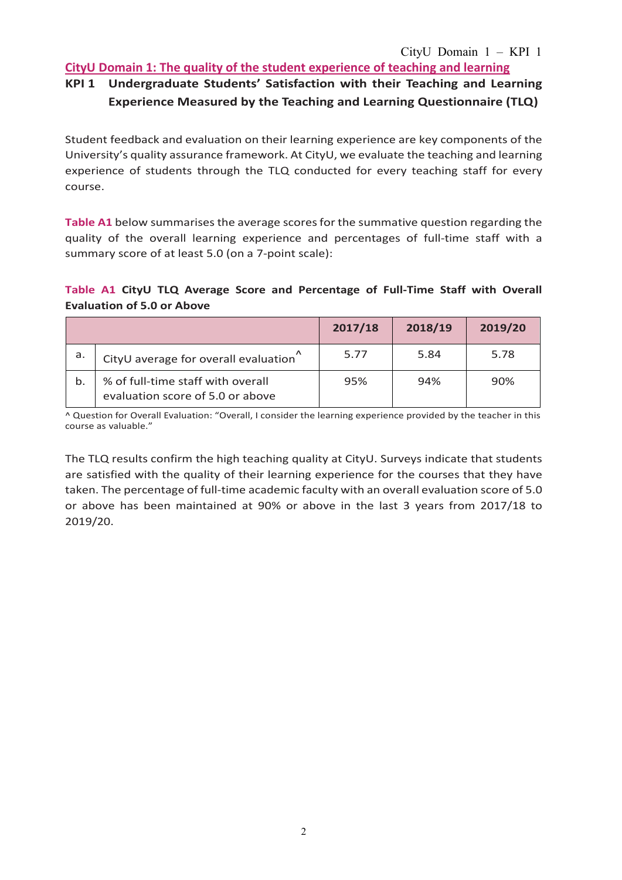## CityU Domain 1: The quality of the student experience of teaching and learning

### KPI 1 Undergraduate Students' Satisfaction with their Teaching and Learning Experience Measured by the Teaching and Learning Questionnaire (TLQ)

Student feedback and evaluation on their learning experience are key components of the University's quality assurance framework. At CityU, we evaluate the teaching and learning experience of students through the TLQ conducted for every teaching staff for every course.

**Table A1** below summarises the average scores for the summative question regarding the quality of the overall learning experience and percentages of full-time staff with a summary score of at least 5.0 (on a 7-point scale):

**Table A1 CityU TLQ Average Score and Percentage of Full-Time Staff with Overall Evaluation of 5.0 or Above**

| | | 2017/18 | 2018/19 | 2019/20 |
|---|---|---|---|---|
| a. | CityU average for overall evaluation^ | 5.77 | 5.84 | 5.78 |
| b. | % of full-time staff with overall evaluation score of 5.0 or above | 95% | 94% | 90% |

^ Question for Overall Evaluation: "Overall, I consider the learning experience provided by the teacher in this course as valuable."

The TLQ results confirm the high teaching quality at CityU. Surveys indicate that students are satisfied with the quality of their learning experience for the courses that they have taken. The percentage of full-time academic faculty with an overall evaluation score of 5.0 or above has been maintained at 90% or above in the last 3 years from 2017/18 to 2019/20.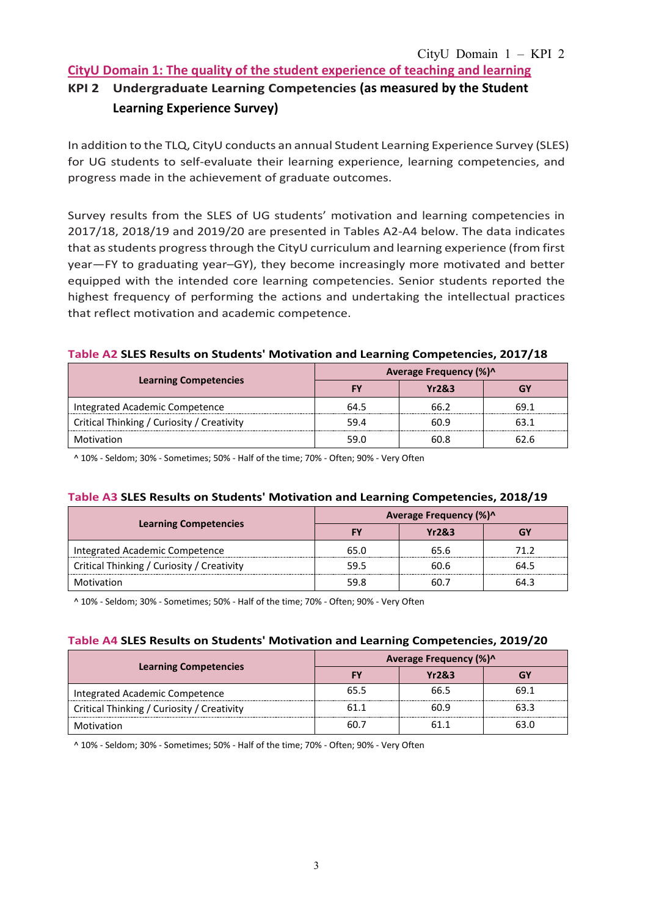## CityU Domain 1: The quality of the student experience of teaching and learning

### KPI 2 Undergraduate Learning Competencies (as measured by the Student Learning Experience Survey)

In addition to the TLQ, CityU conducts an annual Student Learning Experience Survey (SLES) for UG students to self-evaluate their learning experience, learning competencies, and progress made in the achievement of graduate outcomes.

Survey results from the SLES of UG students' motivation and learning competencies in 2017/18, 2018/19 and 2019/20 are presented in Tables A2-A4 below. The data indicates that as students progress through the CityU curriculum and learning experience (from first year—FY to graduating year–GY), they become increasingly more motivated and better equipped with the intended core learning competencies. Senior students reported the highest frequency of performing the actions and undertaking the intellectual practices that reflect motivation and academic competence.

**Table A2 SLES Results on Students' Motivation and Learning Competencies, 2017/18**

| Learning Competencies | Average Frequency (%)^ | | |
|---|---|---|---|
| | FY | Yr2&3 | GY |
| Integrated Academic Competence | 64.5 | 66.2 | 69.1 |
| Critical Thinking / Curiosity / Creativity | 59.4 | 60.9 | 63.1 |
| Motivation | 59.0 | 60.8 | 62.6 |

^ 10% - Seldom; 30% - Sometimes; 50% - Half of the time; 70% - Often; 90% - Very Often

**Table A3 SLES Results on Students' Motivation and Learning Competencies, 2018/19**

| Learning Competencies | Average Frequency (%)^ | | |
|---|---|---|---|
| | FY | Yr2&3 | GY |
| Integrated Academic Competence | 65.0 | 65.6 | 71.2 |
| Critical Thinking / Curiosity / Creativity | 59.5 | 60.6 | 64.5 |
| Motivation | 59.8 | 60.7 | 64.3 |

^ 10% - Seldom; 30% - Sometimes; 50% - Half of the time; 70% - Often; 90% - Very Often

**Table A4 SLES Results on Students' Motivation and Learning Competencies, 2019/20**

| Learning Competencies | Average Frequency (%)^ | | |
|---|---|---|---|
| | FY | Yr2&3 | GY |
| Integrated Academic Competence | 65.5 | 66.5 | 69.1 |
| Critical Thinking / Curiosity / Creativity | 61.1 | 60.9 | 63.3 |
| Motivation | 60.7 | 61.1 | 63.0 |

^ 10% - Seldom; 30% - Sometimes; 50% - Half of the time; 70% - Often; 90% - Very Often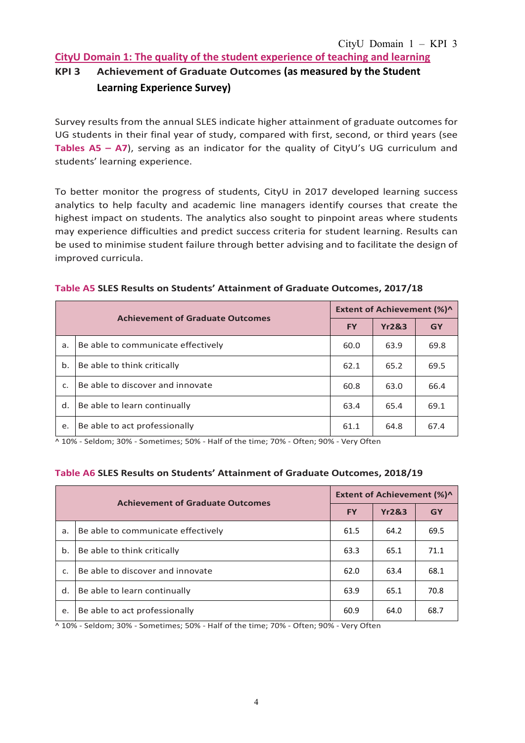## CityU Domain 1: The quality of the student experience of teaching and learning

### KPI 3 Achievement of Graduate Outcomes (as measured by the Student Learning Experience Survey)

Survey results from the annual SLES indicate higher attainment of graduate outcomes for UG students in their final year of study, compared with first, second, or third years (see **Tables A5 – A7**), serving as an indicator for the quality of CityU's UG curriculum and students' learning experience.

To better monitor the progress of students, CityU in 2017 developed learning success analytics to help faculty and academic line managers identify courses that create the highest impact on students. The analytics also sought to pinpoint areas where students may experience difficulties and predict success criteria for student learning. Results can be used to minimise student failure through better advising and to facilitate the design of improved curricula.

**Table A5 SLES Results on Students' Attainment of Graduate Outcomes, 2017/18**

| Achievement of Graduate Outcomes | | Extent of Achievement (%)^ | | |
|---|---|---|---|---|
| | | FY | Yr2&3 | GY |
| a. | Be able to communicate effectively | 60.0 | 63.9 | 69.8 |
| b. | Be able to think critically | 62.1 | 65.2 | 69.5 |
| c. | Be able to discover and innovate | 60.8 | 63.0 | 66.4 |
| d. | Be able to learn continually | 63.4 | 65.4 | 69.1 |
| e. | Be able to act professionally | 61.1 | 64.8 | 67.4 |

^ 10% - Seldom; 30% - Sometimes; 50% - Half of the time; 70% - Often; 90% - Very Often

**Table A6 SLES Results on Students' Attainment of Graduate Outcomes, 2018/19**

| Achievement of Graduate Outcomes | | Extent of Achievement (%)^ | | |
|---|---|---|---|---|
| | | FY | Yr2&3 | GY |
| a. | Be able to communicate effectively | 61.5 | 64.2 | 69.5 |
| b. | Be able to think critically | 63.3 | 65.1 | 71.1 |
| c. | Be able to discover and innovate | 62.0 | 63.4 | 68.1 |
| d. | Be able to learn continually | 63.9 | 65.1 | 70.8 |
| e. | Be able to act professionally | 60.9 | 64.0 | 68.7 |

^ 10% - Seldom; 30% - Sometimes; 50% - Half of the time; 70% - Often; 90% - Very Often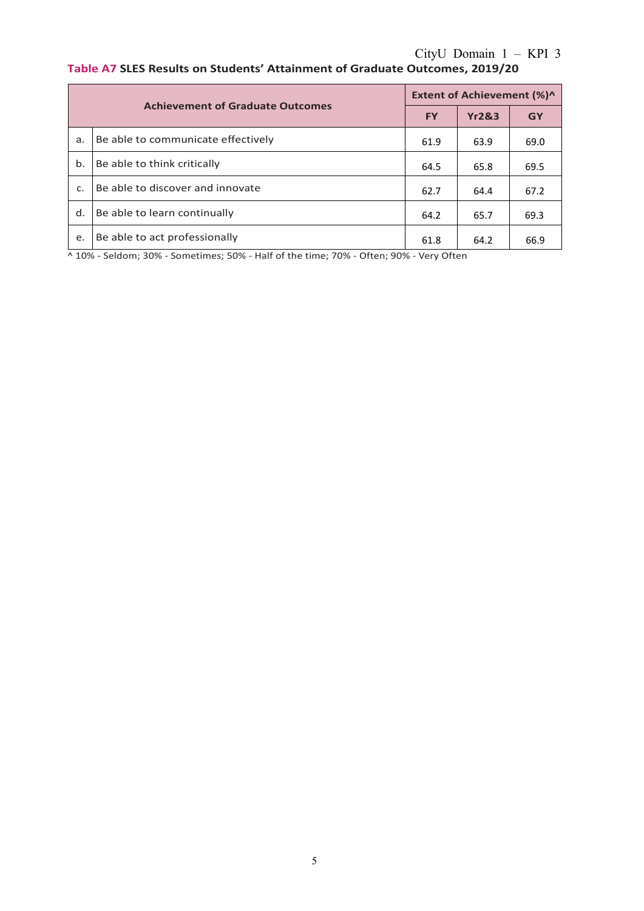**Table A7 SLES Results on Students' Attainment of Graduate Outcomes, 2019/20**

| | Achievement of Graduate Outcomes | Extent of Achievement (%)^ | | |
|---|---|---|---|---|
| | | FY | Yr2&3 | GY |
| a. | Be able to communicate effectively | 61.9 | 63.9 | 69.0 |
| b. | Be able to think critically | 64.5 | 65.8 | 69.5 |
| c. | Be able to discover and innovate | 62.7 | 64.4 | 67.2 |
| d. | Be able to learn continually | 64.2 | 65.7 | 69.3 |
| e. | Be able to act professionally | 61.8 | 64.2 | 66.9 |

^ 10% - Seldom; 30% - Sometimes; 50% - Half of the time; 70% - Often; 90% - Very Often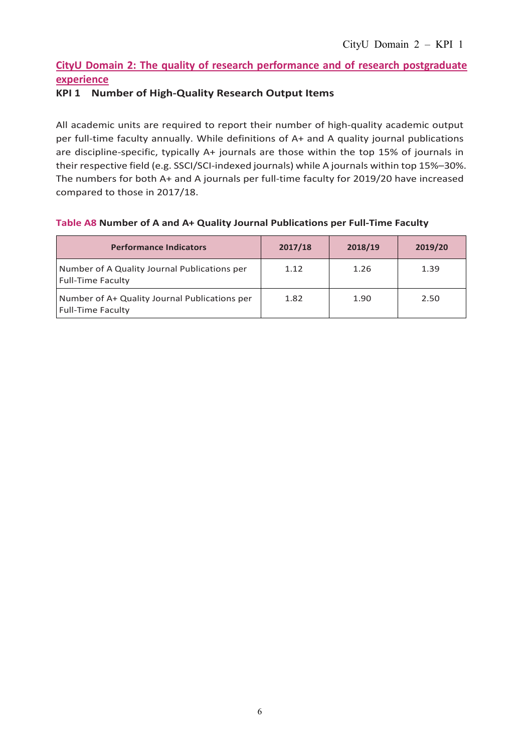## CityU Domain 2: The quality of research performance and of research postgraduate experience

### KPI 1 Number of High-Quality Research Output Items

All academic units are required to report their number of high-quality academic output per full-time faculty annually. While definitions of A+ and A quality journal publications are discipline-specific, typically A+ journals are those within the top 15% of journals in their respective field (e.g. SSCI/SCI-indexed journals) while A journals within top 15%–30%. The numbers for both A+ and A journals per full-time faculty for 2019/20 have increased compared to those in 2017/18.

**Table A8 Number of A and A+ Quality Journal Publications per Full-Time Faculty**

| Performance Indicators | 2017/18 | 2018/19 | 2019/20 |
| --- | --- | --- | --- |
| Number of A Quality Journal Publications per Full-Time Faculty | 1.12 | 1.26 | 1.39 |
| Number of A+ Quality Journal Publications per Full-Time Faculty | 1.82 | 1.90 | 2.50 |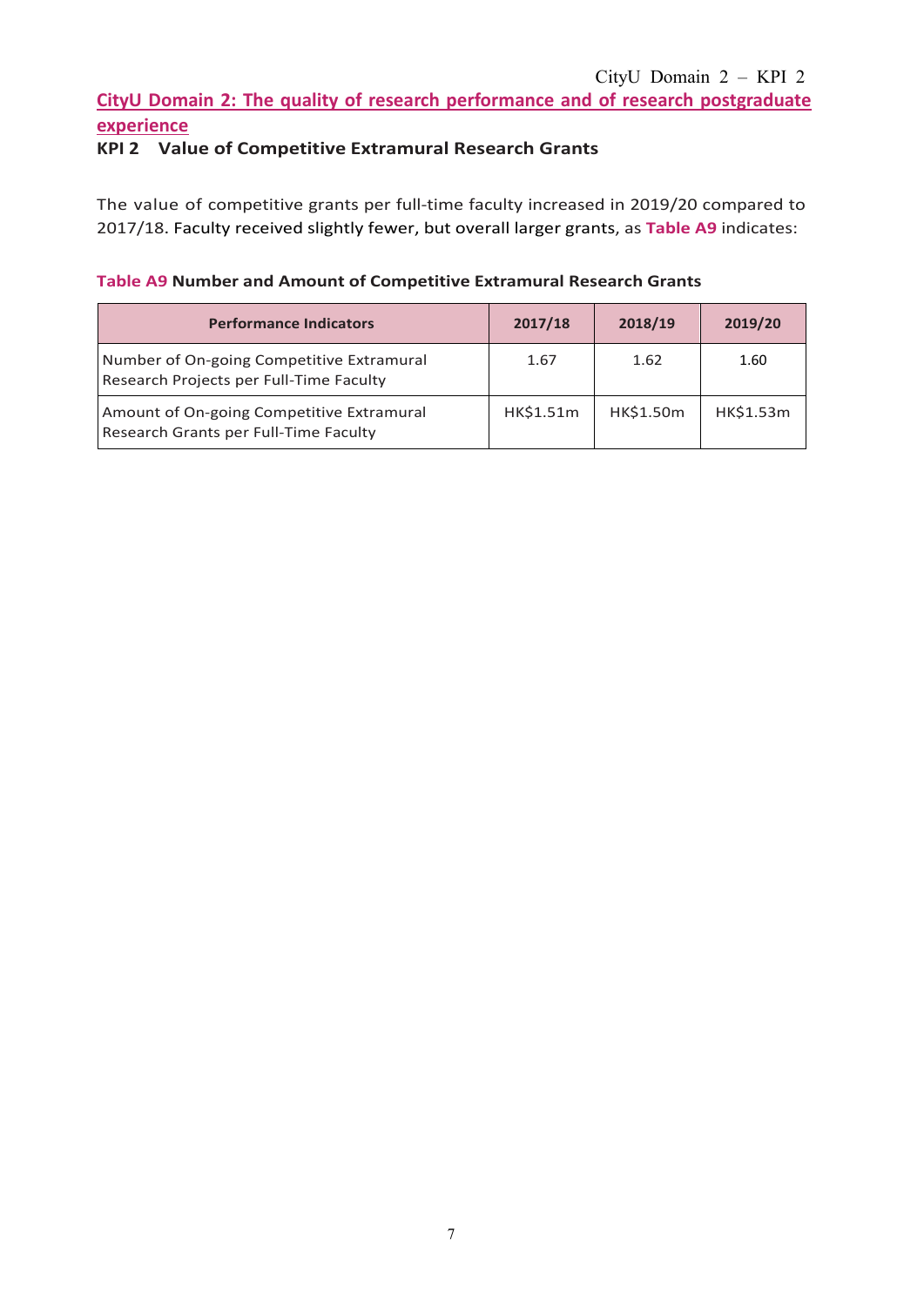## CityU Domain 2: The quality of research performance and of research postgraduate experience

### KPI 2 Value of Competitive Extramural Research Grants

The value of competitive grants per full-time faculty increased in 2019/20 compared to 2017/18. Faculty received slightly fewer, but overall larger grants, as **Table A9** indicates:

**Table A9 Number and Amount of Competitive Extramural Research Grants**

| Performance Indicators | 2017/18 | 2018/19 | 2019/20 |
|---|---|---|---|
| Number of On-going Competitive Extramural Research Projects per Full-Time Faculty | 1.67 | 1.62 | 1.60 |
| Amount of On-going Competitive Extramural Research Grants per Full-Time Faculty | HK$1.51m | HK$1.50m | HK$1.53m |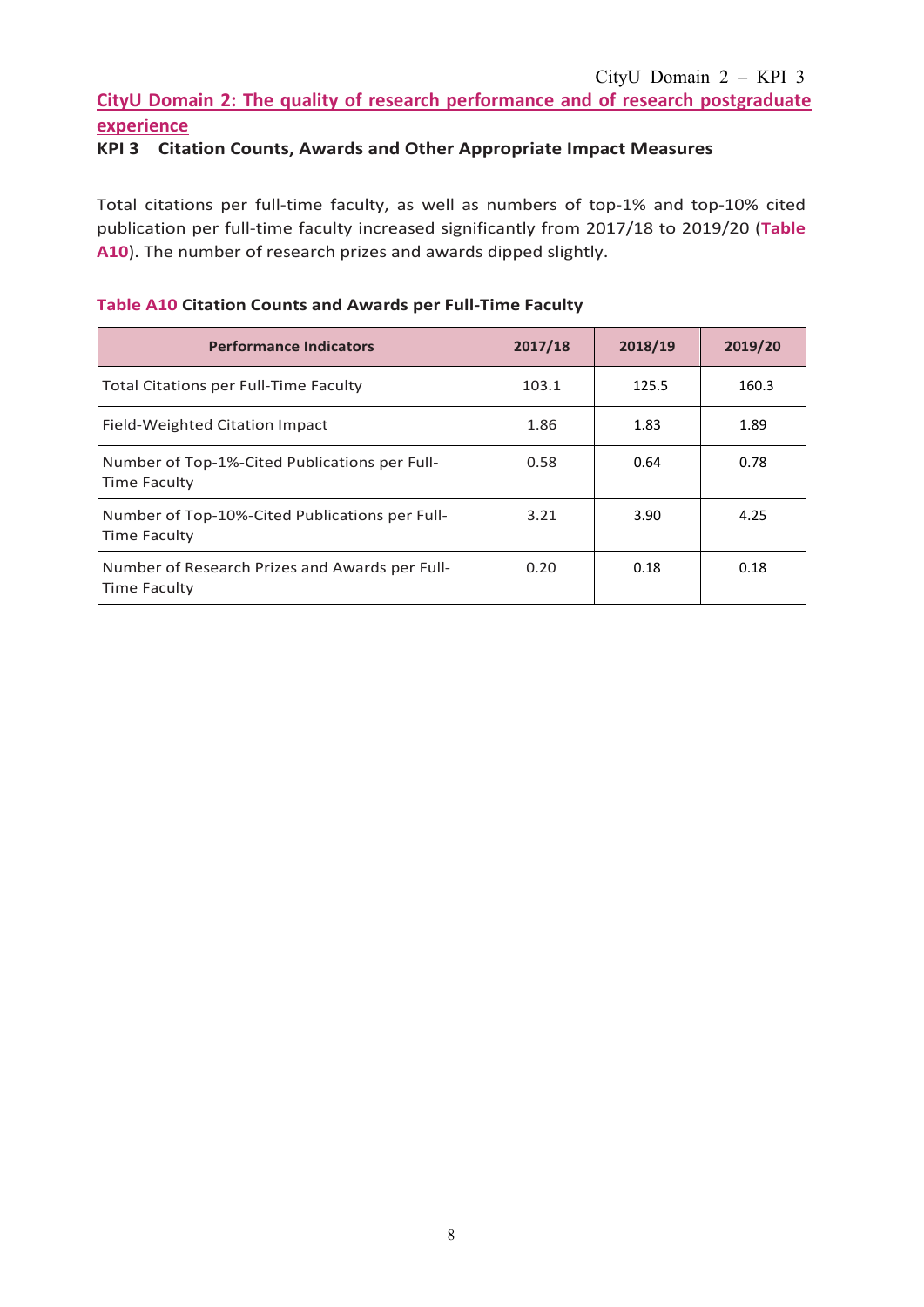## CityU Domain 2: The quality of research performance and of research postgraduate experience

### KPI 3 Citation Counts, Awards and Other Appropriate Impact Measures

Total citations per full-time faculty, as well as numbers of top-1% and top-10% cited publication per full-time faculty increased significantly from 2017/18 to 2019/20 (**Table A10**). The number of research prizes and awards dipped slightly.

**Table A10 Citation Counts and Awards per Full-Time Faculty**

| Performance Indicators | 2017/18 | 2018/19 | 2019/20 |
|---|---|---|---|
| Total Citations per Full-Time Faculty | 103.1 | 125.5 | 160.3 |
| Field-Weighted Citation Impact | 1.86 | 1.83 | 1.89 |
| Number of Top-1%-Cited Publications per Full-Time Faculty | 0.58 | 0.64 | 0.78 |
| Number of Top-10%-Cited Publications per Full-Time Faculty | 3.21 | 3.90 | 4.25 |
| Number of Research Prizes and Awards per Full-Time Faculty | 0.20 | 0.18 | 0.18 |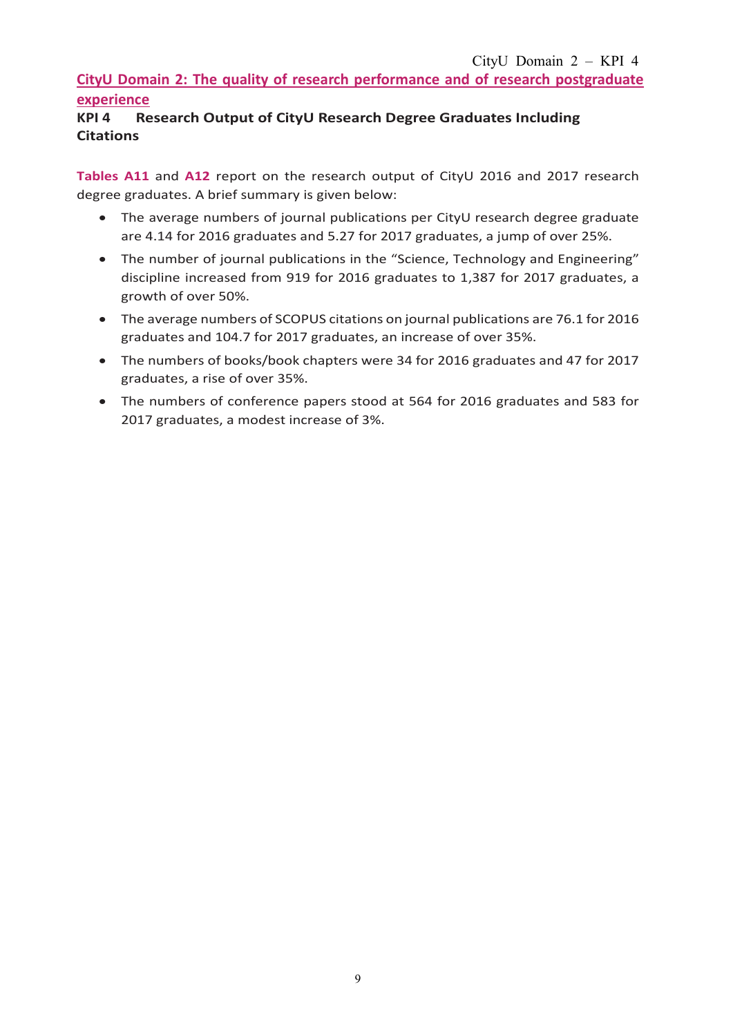## CityU Domain 2: The quality of research performance and of research postgraduate experience

### KPI 4 Research Output of CityU Research Degree Graduates Including Citations

**Tables A11** and **A12** report on the research output of CityU 2016 and 2017 research degree graduates. A brief summary is given below:

- The average numbers of journal publications per CityU research degree graduate are 4.14 for 2016 graduates and 5.27 for 2017 graduates, a jump of over 25%.
- The number of journal publications in the "Science, Technology and Engineering" discipline increased from 919 for 2016 graduates to 1,387 for 2017 graduates, a growth of over 50%.
- The average numbers of SCOPUS citations on journal publications are 76.1 for 2016 graduates and 104.7 for 2017 graduates, an increase of over 35%.
- The numbers of books/book chapters were 34 for 2016 graduates and 47 for 2017 graduates, a rise of over 35%.
- The numbers of conference papers stood at 564 for 2016 graduates and 583 for 2017 graduates, a modest increase of 3%.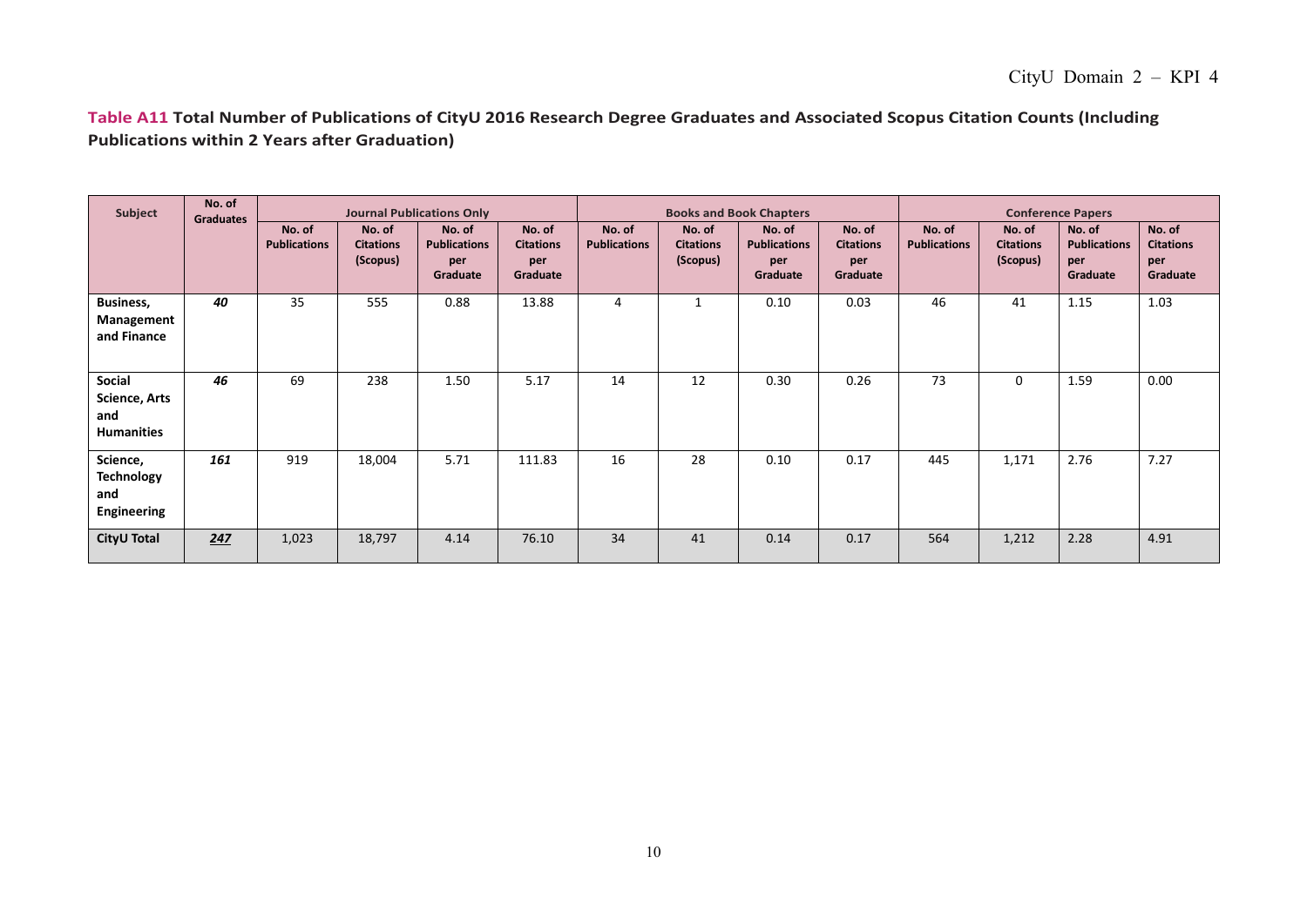**Table A11 Total Number of Publications of CityU 2016 Research Degree Graduates and Associated Scopus Citation Counts (Including Publications within 2 Years after Graduation)**

| Subject | No. of Graduates | Journal Publications Only | | | | Books and Book Chapters | | | | Conference Papers | | | |
|---|---|---|---|---|---|---|---|---|---|---|---|---|---|
| | | No. of Publications | No. of Citations (Scopus) | No. of Publications per Graduate | No. of Citations per Graduate | No. of Publications | No. of Citations (Scopus) | No. of Publications per Graduate | No. of Citations per Graduate | No. of Publications | No. of Citations (Scopus) | No. of Publications per Graduate | No. of Citations per Graduate |
| **Business, Management and Finance** | ***40*** | 35 | 555 | 0.88 | 13.88 | 4 | 1 | 0.10 | 0.03 | 46 | 41 | 1.15 | 1.03 |
| **Social Science, Arts and Humanities** | ***46*** | 69 | 238 | 1.50 | 5.17 | 14 | 12 | 0.30 | 0.26 | 73 | 0 | 1.59 | 0.00 |
| **Science, Technology and Engineering** | ***161*** | 919 | 18,004 | 5.71 | 111.83 | 16 | 28 | 0.10 | 0.17 | 445 | 1,171 | 2.76 | 7.27 |
| **CityU Total** | ***247*** | 1,023 | 18,797 | 4.14 | 76.10 | 34 | 41 | 0.14 | 0.17 | 564 | 1,212 | 2.28 | 4.91 |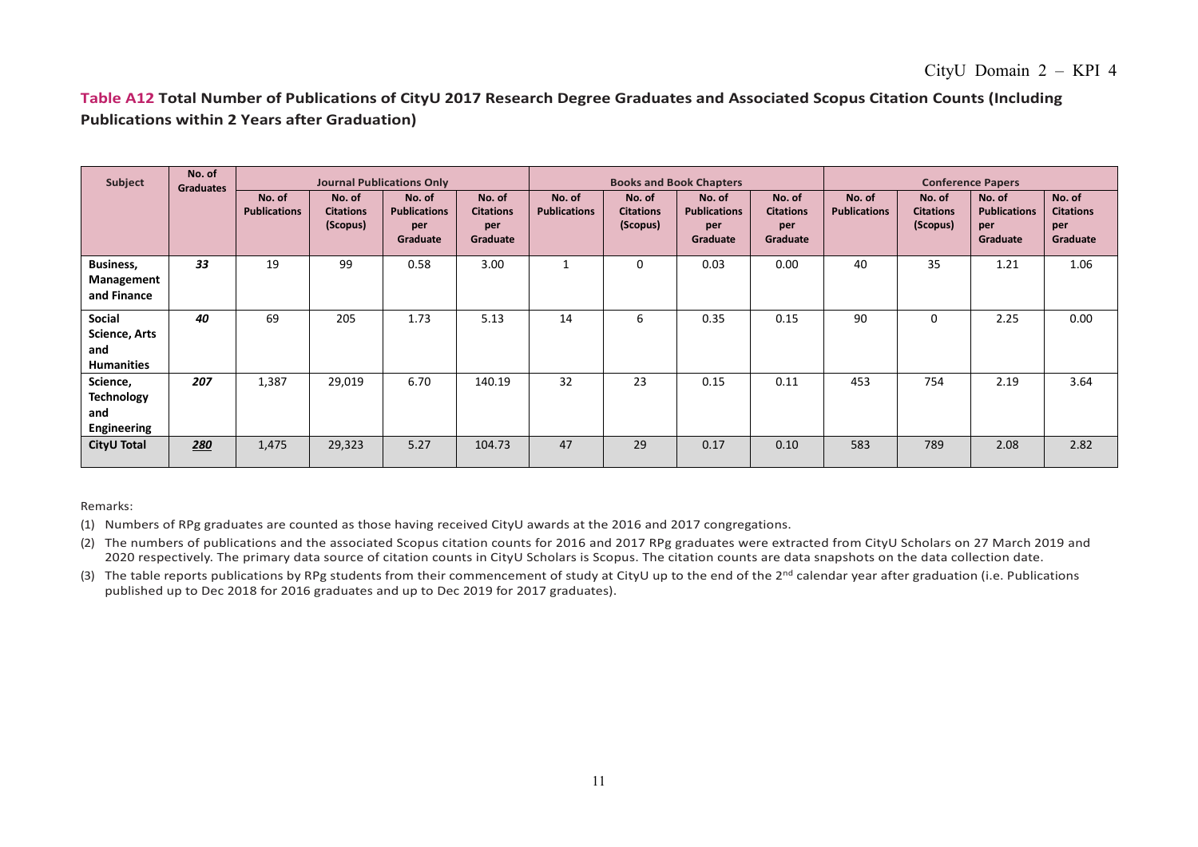**Table A12 Total Number of Publications of CityU 2017 Research Degree Graduates and Associated Scopus Citation Counts (Including Publications within 2 Years after Graduation)**

| Subject | No. of Graduates | Journal Publications Only | | | | Books and Book Chapters | | | | Conference Papers | | | |
|---|---|---|---|---|---|---|---|---|---|---|---|---|---|
| | | No. of Publications | No. of Citations (Scopus) | No. of Publications per Graduate | No. of Citations per Graduate | No. of Publications | No. of Citations (Scopus) | No. of Publications per Graduate | No. of Citations per Graduate | No. of Publications | No. of Citations (Scopus) | No. of Publications per Graduate | No. of Citations per Graduate |
| **Business, Management and Finance** | ***33*** | 19 | 99 | 0.58 | 3.00 | 1 | 0 | 0.03 | 0.00 | 40 | 35 | 1.21 | 1.06 |
| **Social Science, Arts and Humanities** | ***40*** | 69 | 205 | 1.73 | 5.13 | 14 | 6 | 0.35 | 0.15 | 90 | 0 | 2.25 | 0.00 |
| **Science, Technology and Engineering** | ***207*** | 1,387 | 29,019 | 6.70 | 140.19 | 32 | 23 | 0.15 | 0.11 | 453 | 754 | 2.19 | 3.64 |
| **CityU Total** | ***280*** | 1,475 | 29,323 | 5.27 | 104.73 | 47 | 29 | 0.17 | 0.10 | 583 | 789 | 2.08 | 2.82 |

Remarks:

(1) Numbers of RPg graduates are counted as those having received CityU awards at the 2016 and 2017 congregations.

(2) The numbers of publications and the associated Scopus citation counts for 2016 and 2017 RPg graduates were extracted from CityU Scholars on 27 March 2019 and 2020 respectively. The primary data source of citation counts in CityU Scholars is Scopus. The citation counts are data snapshots on the data collection date.

(3) The table reports publications by RPg students from their commencement of study at CityU up to the end of the 2nd calendar year after graduation (i.e. Publications published up to Dec 2018 for 2016 graduates and up to Dec 2019 for 2017 graduates).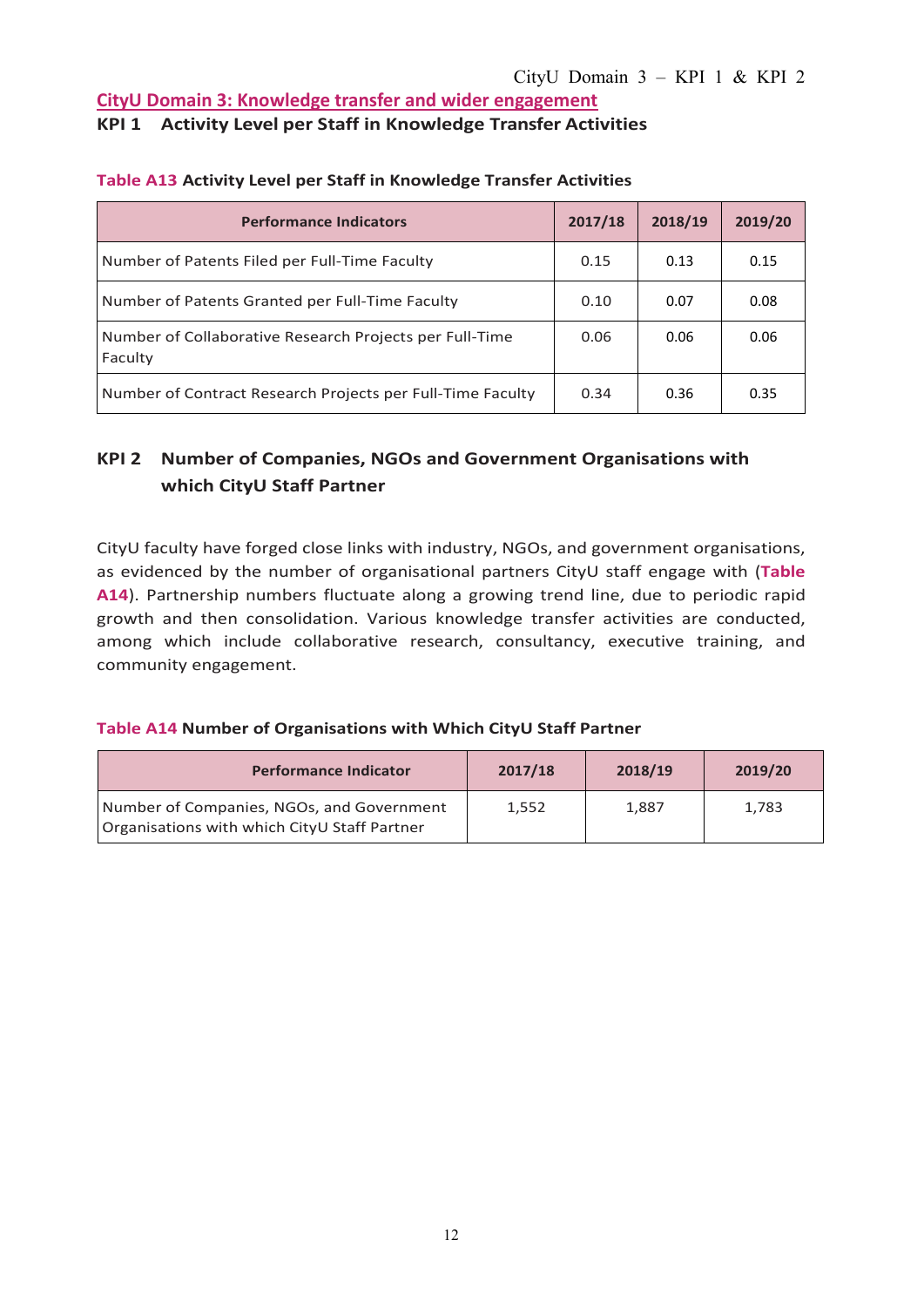## CityU Domain 3: Knowledge transfer and wider engagement

### KPI 1 Activity Level per Staff in Knowledge Transfer Activities

**Table A13** **Activity Level per Staff in Knowledge Transfer Activities**

| Performance Indicators | 2017/18 | 2018/19 | 2019/20 |
|---|---|---|---|
| Number of Patents Filed per Full-Time Faculty | 0.15 | 0.13 | 0.15 |
| Number of Patents Granted per Full-Time Faculty | 0.10 | 0.07 | 0.08 |
| Number of Collaborative Research Projects per Full-Time Faculty | 0.06 | 0.06 | 0.06 |
| Number of Contract Research Projects per Full-Time Faculty | 0.34 | 0.36 | 0.35 |

### KPI 2 Number of Companies, NGOs and Government Organisations with which CityU Staff Partner

CityU faculty have forged close links with industry, NGOs, and government organisations, as evidenced by the number of organisational partners CityU staff engage with (**Table A14**). Partnership numbers fluctuate along a growing trend line, due to periodic rapid growth and then consolidation. Various knowledge transfer activities are conducted, among which include collaborative research, consultancy, executive training, and community engagement.

**Table A14** **Number of Organisations with Which CityU Staff Partner**

| Performance Indicator | 2017/18 | 2018/19 | 2019/20 |
|---|---|---|---|
| Number of Companies, NGOs, and Government Organisations with which CityU Staff Partner | 1,552 | 1,887 | 1,783 |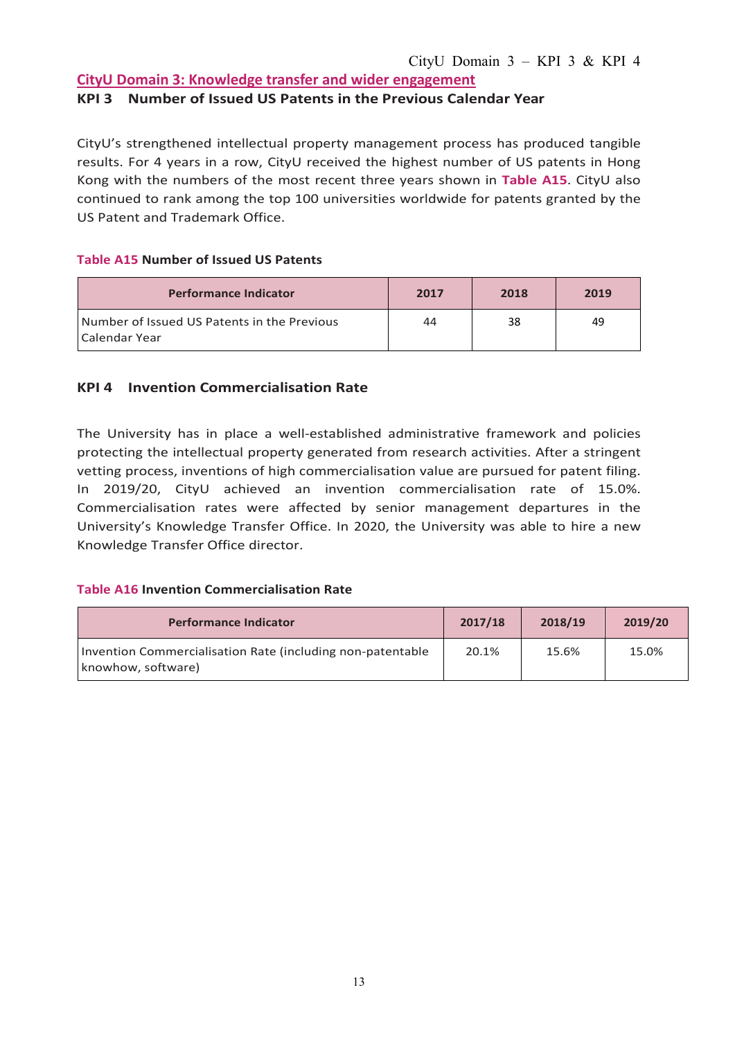## CityU Domain 3: Knowledge transfer and wider engagement

### KPI 3 Number of Issued US Patents in the Previous Calendar Year

CityU's strengthened intellectual property management process has produced tangible results. For 4 years in a row, CityU received the highest number of US patents in Hong Kong with the numbers of the most recent three years shown in **Table A15**. CityU also continued to rank among the top 100 universities worldwide for patents granted by the US Patent and Trademark Office.

**Table A15 Number of Issued US Patents**

| Performance Indicator | 2017 | 2018 | 2019 |
|---|---|---|---|
| Number of Issued US Patents in the Previous Calendar Year | 44 | 38 | 49 |

### KPI 4 Invention Commercialisation Rate

The University has in place a well-established administrative framework and policies protecting the intellectual property generated from research activities. After a stringent vetting process, inventions of high commercialisation value are pursued for patent filing. In 2019/20, CityU achieved an invention commercialisation rate of 15.0%. Commercialisation rates were affected by senior management departures in the University's Knowledge Transfer Office. In 2020, the University was able to hire a new Knowledge Transfer Office director.

**Table A16 Invention Commercialisation Rate**

| Performance Indicator | 2017/18 | 2018/19 | 2019/20 |
|---|---|---|---|
| Invention Commercialisation Rate (including non-patentable knowhow, software) | 20.1% | 15.6% | 15.0% |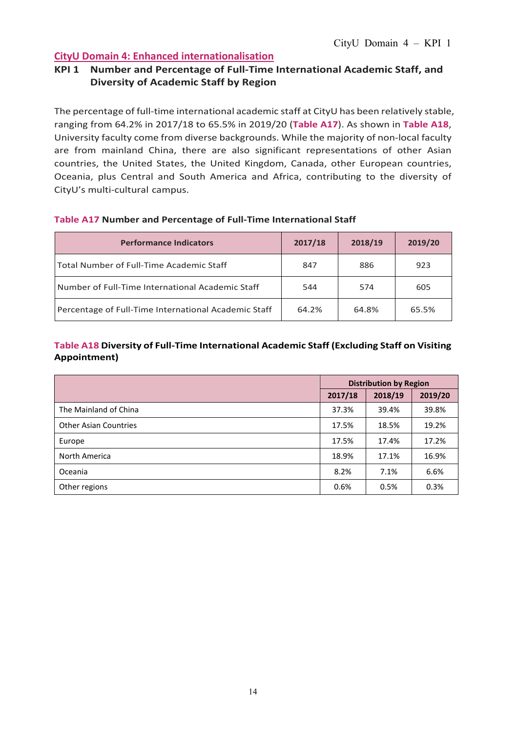## CityU Domain 4: Enhanced internationalisation

### KPI 1 Number and Percentage of Full-Time International Academic Staff, and Diversity of Academic Staff by Region

The percentage of full-time international academic staff at CityU has been relatively stable, ranging from 64.2% in 2017/18 to 65.5% in 2019/20 (**Table A17**). As shown in **Table A18**, University faculty come from diverse backgrounds. While the majority of non-local faculty are from mainland China, there are also significant representations of other Asian countries, the United States, the United Kingdom, Canada, other European countries, Oceania, plus Central and South America and Africa, contributing to the diversity of CityU's multi-cultural campus.

**Table A17 Number and Percentage of Full-Time International Staff**

| Performance Indicators | 2017/18 | 2018/19 | 2019/20 |
|---|---|---|---|
| Total Number of Full-Time Academic Staff | 847 | 886 | 923 |
| Number of Full-Time International Academic Staff | 544 | 574 | 605 |
| Percentage of Full-Time International Academic Staff | 64.2% | 64.8% | 65.5% |

**Table A18 Diversity of Full-Time International Academic Staff (Excluding Staff on Visiting Appointment)**

| | Distribution by Region | | |
|---|---|---|---|
| | 2017/18 | 2018/19 | 2019/20 |
| The Mainland of China | 37.3% | 39.4% | 39.8% |
| Other Asian Countries | 17.5% | 18.5% | 19.2% |
| Europe | 17.5% | 17.4% | 17.2% |
| North America | 18.9% | 17.1% | 16.9% |
| Oceania | 8.2% | 7.1% | 6.6% |
| Other regions | 0.6% | 0.5% | 0.3% |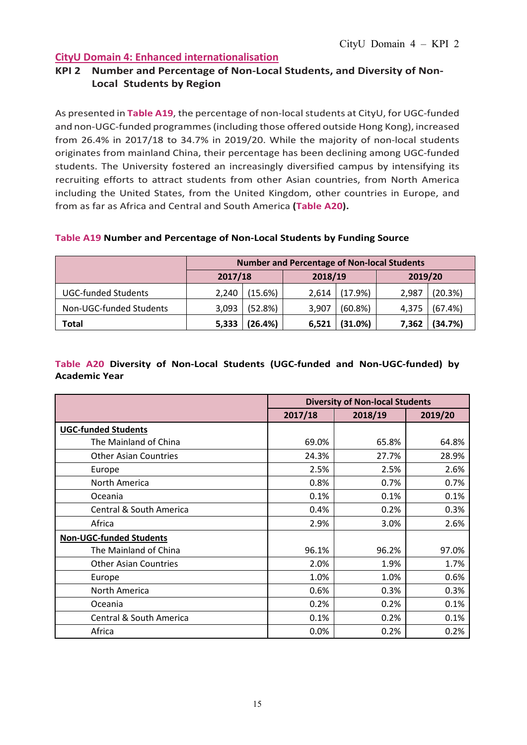## CityU Domain 4: Enhanced internationalisation

### KPI 2 Number and Percentage of Non-Local Students, and Diversity of Non-Local Students by Region

As presented in **Table A19**, the percentage of non-local students at CityU, for UGC-funded and non-UGC-funded programmes (including those offered outside Hong Kong), increased from 26.4% in 2017/18 to 34.7% in 2019/20. While the majority of non-local students originates from mainland China, their percentage has been declining among UGC-funded students. The University fostered an increasingly diversified campus by intensifying its recruiting efforts to attract students from other Asian countries, from North America including the United States, from the United Kingdom, other countries in Europe, and from as far as Africa and Central and South America **(Table A20).**

**Table A19 Number and Percentage of Non-Local Students by Funding Source**

| | Number and Percentage of Non-local Students | | | | | |
|---|---|---|---|---|---|---|
| | 2017/18 | | 2018/19 | | 2019/20 | |
| UGC-funded Students | 2,240 | (15.6%) | 2,614 | (17.9%) | 2,987 | (20.3%) |
| Non-UGC-funded Students | 3,093 | (52.8%) | 3,907 | (60.8%) | 4,375 | (67.4%) |
| **Total** | **5,333** | **(26.4%)** | **6,521** | **(31.0%)** | **7,362** | **(34.7%)** |

**Table A20 Diversity of Non-Local Students (UGC-funded and Non-UGC-funded) by Academic Year**

| | Diversity of Non-local Students | | |
|---|---|---|---|
| | 2017/18 | 2018/19 | 2019/20 |
| **UGC-funded Students** | | | |
| The Mainland of China | 69.0% | 65.8% | 64.8% |
| Other Asian Countries | 24.3% | 27.7% | 28.9% |
| Europe | 2.5% | 2.5% | 2.6% |
| North America | 0.8% | 0.7% | 0.7% |
| Oceania | 0.1% | 0.1% | 0.1% |
| Central & South America | 0.4% | 0.2% | 0.3% |
| Africa | 2.9% | 3.0% | 2.6% |
| **Non-UGC-funded Students** | | | |
| The Mainland of China | 96.1% | 96.2% | 97.0% |
| Other Asian Countries | 2.0% | 1.9% | 1.7% |
| Europe | 1.0% | 1.0% | 0.6% |
| North America | 0.6% | 0.3% | 0.3% |
| Oceania | 0.2% | 0.2% | 0.1% |
| Central & South America | 0.1% | 0.2% | 0.1% |
| Africa | 0.0% | 0.2% | 0.2% |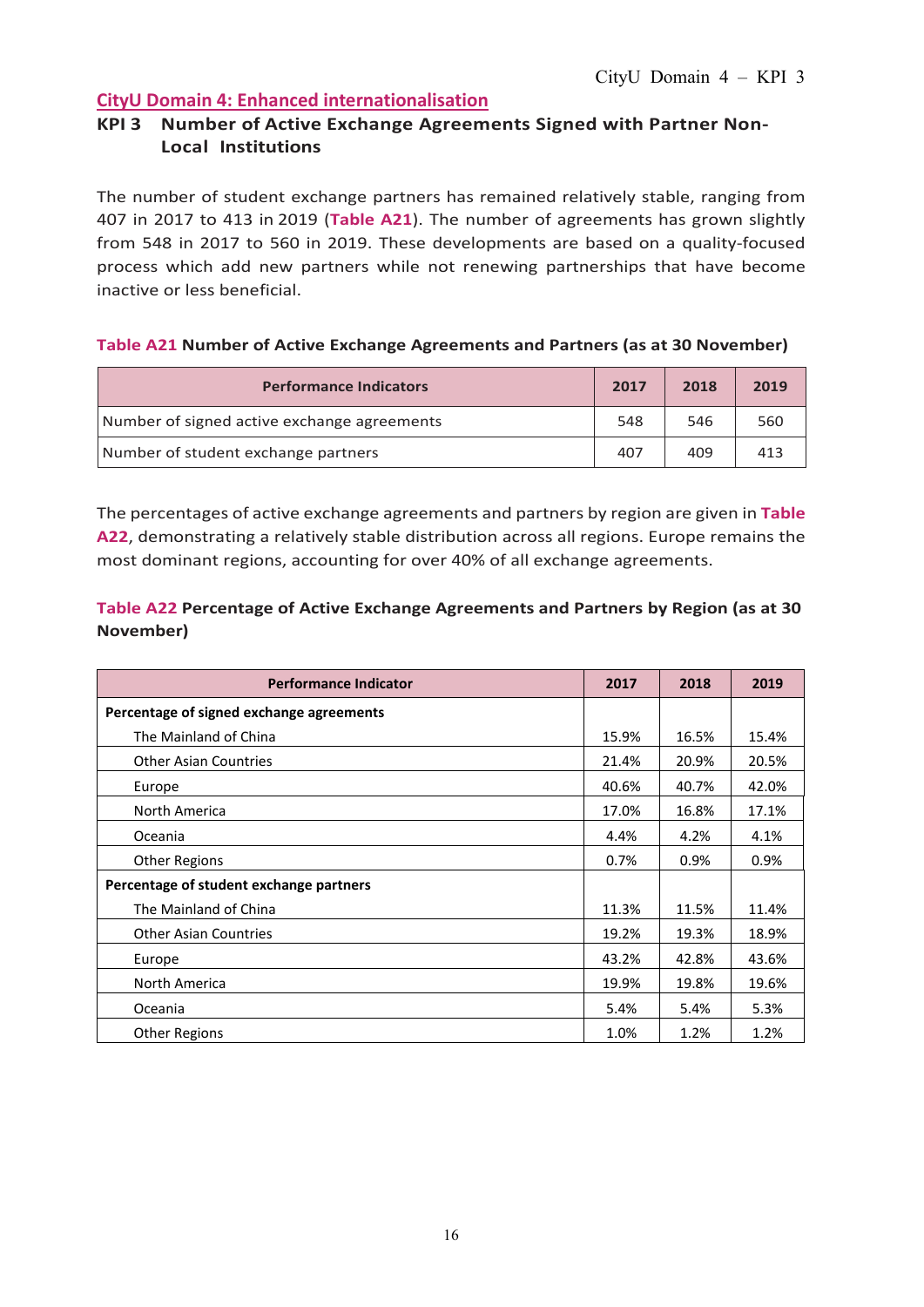## CityU Domain 4: Enhanced internationalisation

### KPI 3 Number of Active Exchange Agreements Signed with Partner Non-Local Institutions

The number of student exchange partners has remained relatively stable, ranging from 407 in 2017 to 413 in 2019 (**Table A21**). The number of agreements has grown slightly from 548 in 2017 to 560 in 2019. These developments are based on a quality-focused process which add new partners while not renewing partnerships that have become inactive or less beneficial.

**Table A21 Number of Active Exchange Agreements and Partners (as at 30 November)**

| Performance Indicators | 2017 | 2018 | 2019 |
|---|---|---|---|
| Number of signed active exchange agreements | 548 | 546 | 560 |
| Number of student exchange partners | 407 | 409 | 413 |

The percentages of active exchange agreements and partners by region are given in **Table A22**, demonstrating a relatively stable distribution across all regions. Europe remains the most dominant regions, accounting for over 40% of all exchange agreements.

**Table A22 Percentage of Active Exchange Agreements and Partners by Region (as at 30 November)**

| Performance Indicator | 2017 | 2018 | 2019 |
|---|---|---|---|
| **Percentage of signed exchange agreements** | | | |
| The Mainland of China | 15.9% | 16.5% | 15.4% |
| Other Asian Countries | 21.4% | 20.9% | 20.5% |
| Europe | 40.6% | 40.7% | 42.0% |
| North America | 17.0% | 16.8% | 17.1% |
| Oceania | 4.4% | 4.2% | 4.1% |
| Other Regions | 0.7% | 0.9% | 0.9% |
| **Percentage of student exchange partners** | | | |
| The Mainland of China | 11.3% | 11.5% | 11.4% |
| Other Asian Countries | 19.2% | 19.3% | 18.9% |
| Europe | 43.2% | 42.8% | 43.6% |
| North America | 19.9% | 19.8% | 19.6% |
| Oceania | 5.4% | 5.4% | 5.3% |
| Other Regions | 1.0% | 1.2% | 1.2% |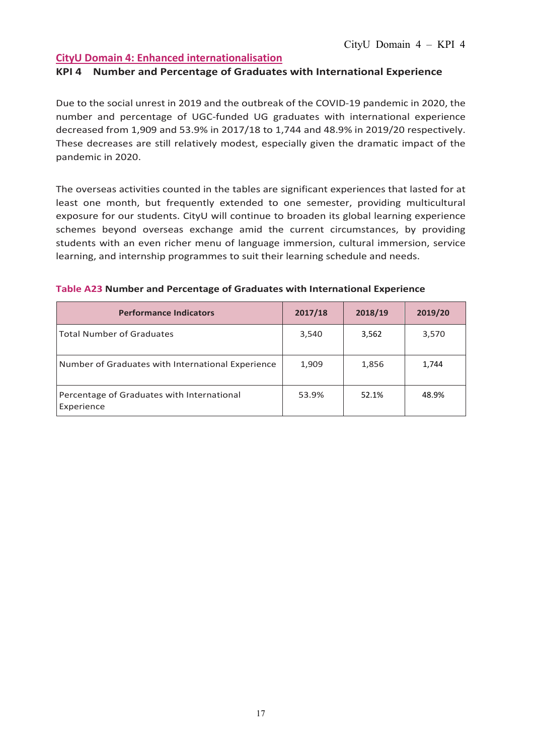## CityU Domain 4: Enhanced internationalisation

### KPI 4 Number and Percentage of Graduates with International Experience

Due to the social unrest in 2019 and the outbreak of the COVID-19 pandemic in 2020, the number and percentage of UGC-funded UG graduates with international experience decreased from 1,909 and 53.9% in 2017/18 to 1,744 and 48.9% in 2019/20 respectively. These decreases are still relatively modest, especially given the dramatic impact of the pandemic in 2020.

The overseas activities counted in the tables are significant experiences that lasted for at least one month, but frequently extended to one semester, providing multicultural exposure for our students. CityU will continue to broaden its global learning experience schemes beyond overseas exchange amid the current circumstances, by providing students with an even richer menu of language immersion, cultural immersion, service learning, and internship programmes to suit their learning schedule and needs.

**Table A23 Number and Percentage of Graduates with International Experience**

| Performance Indicators | 2017/18 | 2018/19 | 2019/20 |
|---|---|---|---|
| Total Number of Graduates | 3,540 | 3,562 | 3,570 |
| Number of Graduates with International Experience | 1,909 | 1,856 | 1,744 |
| Percentage of Graduates with International Experience | 53.9% | 52.1% | 48.9% |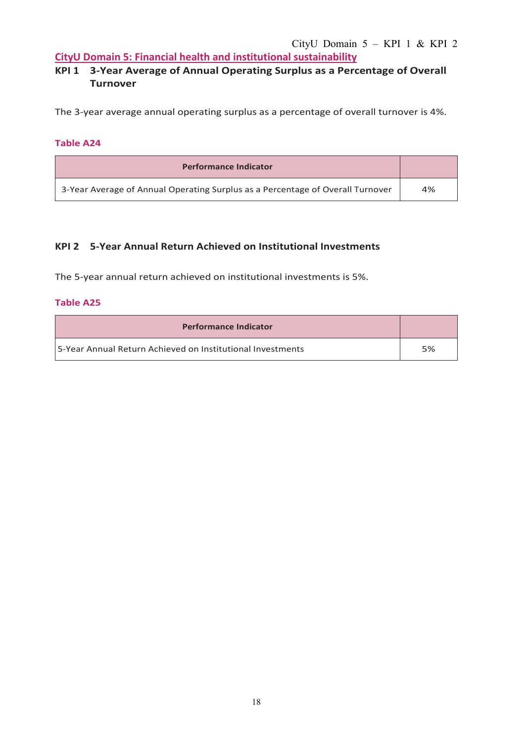## CityU Domain 5: Financial health and institutional sustainability

### KPI 1 3-Year Average of Annual Operating Surplus as a Percentage of Overall Turnover

The 3-year average annual operating surplus as a percentage of overall turnover is 4%.

**Table A24**

| Performance Indicator | |
|---|---|
| 3-Year Average of Annual Operating Surplus as a Percentage of Overall Turnover | 4% |

### KPI 2 5-Year Annual Return Achieved on Institutional Investments

The 5-year annual return achieved on institutional investments is 5%.

**Table A25**

| Performance Indicator | |
|---|---|
| 5-Year Annual Return Achieved on Institutional Investments | 5% |